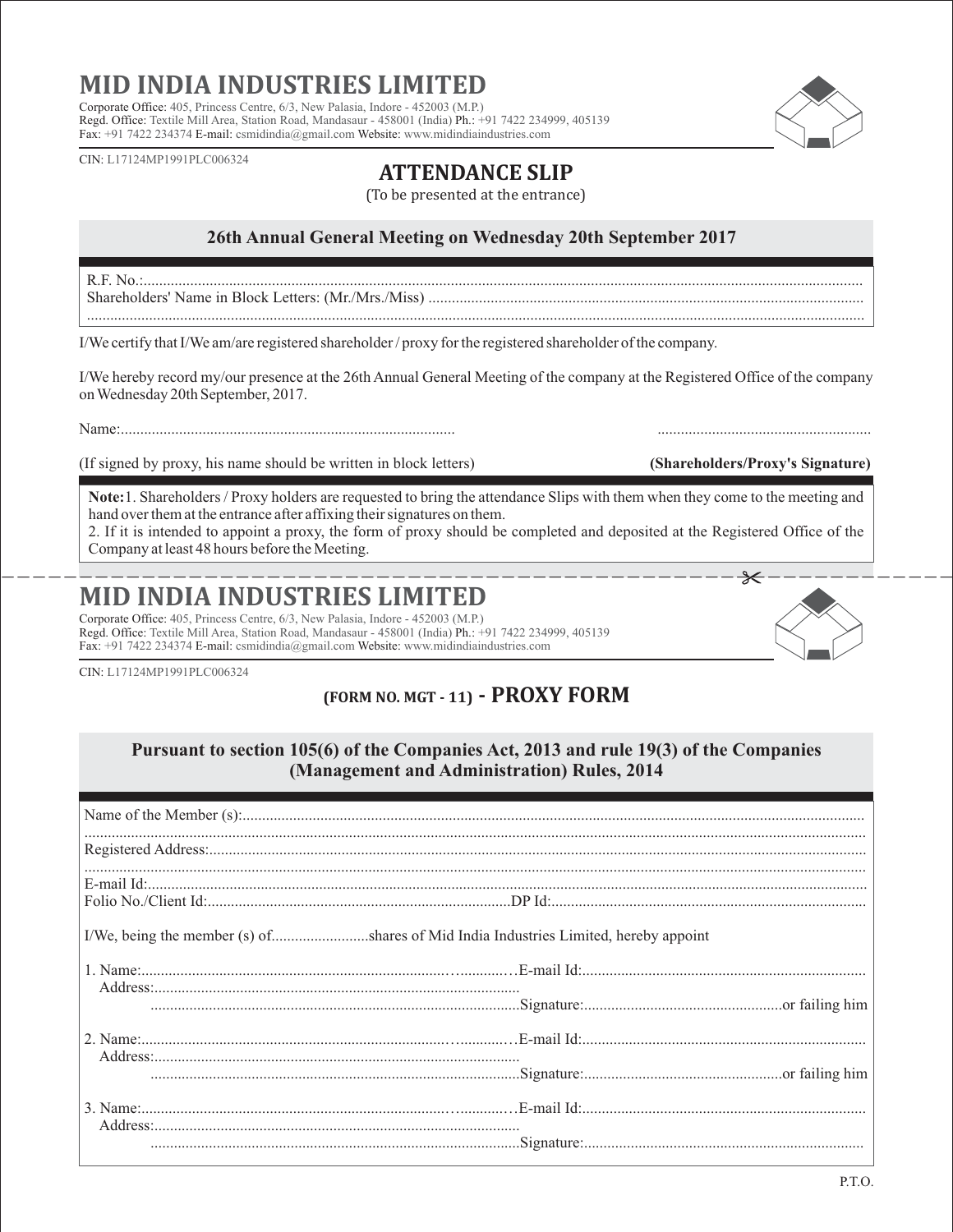# MID INDIA INDUSTRIES LIMITED

Corporate Office: 405, Princess Centre, 6/3, New Palasia, Indore - 452003 (M.P.)
Regd. Office: Textile Mill Area, Station Road, Mandasaur - 458001 (India) Ph.: +91 7422 234999, 405139
Fax: +91 7422 234374 E-mail: csmidindia@gmail.com Website: www.midindiaindustries.com

CIN: L17124MP1991PLC006324

## ATTENDANCE SLIP

(To be presented at the entrance)

### 26th Annual General Meeting on Wednesday 20th September 2017

R.F. No.:..........................................................................................................................................................................

Shareholders' Name in Block Letters: (Mr./Mrs./Miss) ..............................................................................................

..........................................................................................................................................................................................

I/We certify that I/We am/are registered shareholder / proxy for the registered shareholder of the company.

I/We hereby record my/our presence at the 26th Annual General Meeting of the company at the Registered Office of the company on Wednesday 20th September, 2017.

Name:...................................................................................... .......................................................

(If signed by proxy, his name should be written in block letters) **(Shareholders/Proxy's Signature)**

**Note:**1. Shareholders / Proxy holders are requested to bring the attendance Slips with them when they come to the meeting and hand over them at the entrance after affixing their signatures on them.

2. If it is intended to appoint a proxy, the form of proxy should be completed and deposited at the Registered Office of the Company at least 48 hours before the Meeting.

---

# MID INDIA INDUSTRIES LIMITED

Corporate Office: 405, Princess Centre, 6/3, New Palasia, Indore - 452003 (M.P.)
Regd. Office: Textile Mill Area, Station Road, Mandasaur - 458001 (India) Ph.: +91 7422 234999, 405139
Fax: +91 7422 234374 E-mail: csmidindia@gmail.com Website: www.midindiaindustries.com

CIN: L17124MP1991PLC006324

## (FORM NO. MGT - 11) - PROXY FORM

### Pursuant to section 105(6) of the Companies Act, 2013 and rule 19(3) of the Companies (Management and Administration) Rules, 2014

Name of the Member (s):...........................................................................................................................................

..........................................................................................................................................................................................

Registered Address:......................................................................................................................................................

..........................................................................................................................................................................................

E-mail Id:.......................................................................................................................................................................

Folio No./Client Id:..............................................................................DP Id:..............................................................

I/We, being the member (s) of.........................shares of Mid India Industries Limited, hereby appoint

1. Name:...............................................................................................E-mail Id:.........................................................
   Address:..............................................................................................
   ...............................................................................................Signature:...................................................or failing him

2. Name:...............................................................................................E-mail Id:.........................................................
   Address:..............................................................................................
   ...............................................................................................Signature:...................................................or failing him

3. Name:...............................................................................................E-mail Id:.........................................................
   Address:..............................................................................................
   ...............................................................................................Signature:.......................................................................

P.T.O.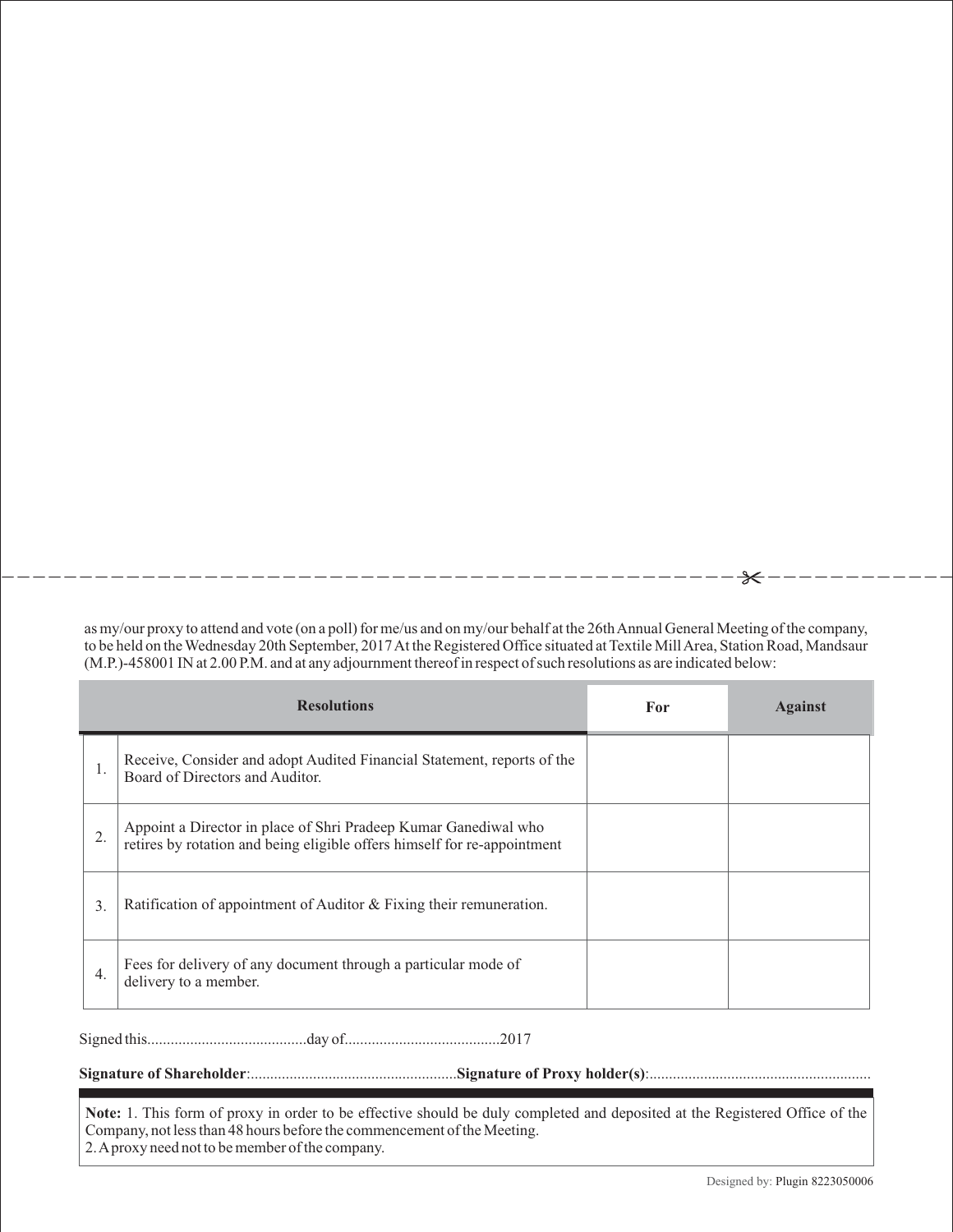as my/our proxy to attend and vote (on a poll) for me/us and on my/our behalf at the 26th Annual General Meeting of the company, to be held on the Wednesday 20th September, 2017 At the Registered Office situated at Textile Mill Area, Station Road, Mandsaur (M.P.)-458001 IN at 2.00 P.M. and at any adjournment thereof in respect of such resolutions as are indicated below:

| | Resolutions | For | Against |
|---|---|---|---|
| 1. | Receive, Consider and adopt Audited Financial Statement, reports of the Board of Directors and Auditor. | | |
| 2. | Appoint a Director in place of Shri Pradeep Kumar Ganediwal who retires by rotation and being eligible offers himself for re-appointment | | |
| 3. | Ratification of appointment of Auditor & Fixing their remuneration. | | |
| 4. | Fees for delivery of any document through a particular mode of delivery to a member. | | |

Signed this.........................................day of.......................................2017

**Signature of Shareholder**:.....................................................**Signature of Proxy holder(s)**:........................................................

**Note:** 1. This form of proxy in order to be effective should be duly completed and deposited at the Registered Office of the Company, not less than 48 hours before the commencement of the Meeting.
2. A proxy need not to be member of the company.

Designed by: Plugin 8223050006